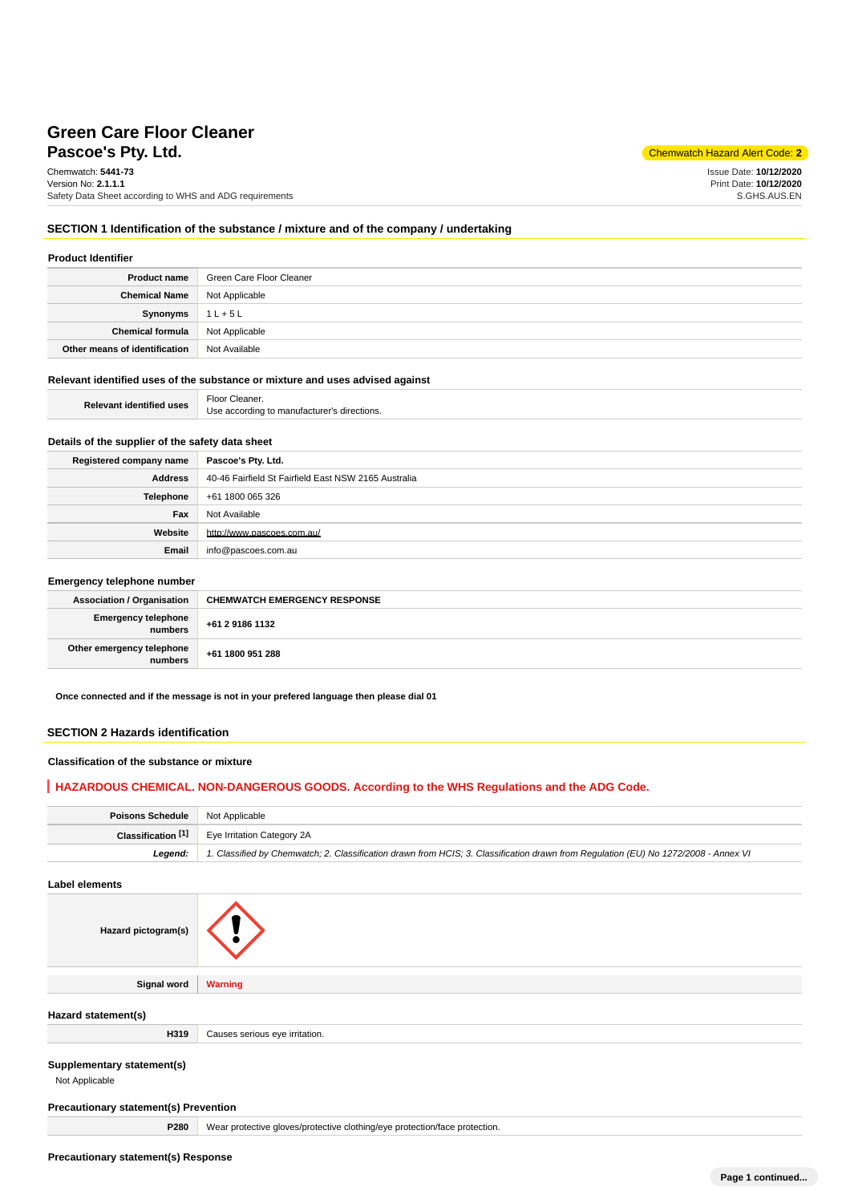# Green Care Floor Cleaner
## Pascoe's Pty. Ltd.

Chemwatch Hazard Alert Code: **2**

Chemwatch: **5441-73**
Version No: **2.1.1.1**
Safety Data Sheet according to WHS and ADG requirements

Issue Date: **10/12/2020**
Print Date: **10/12/2020**
S.GHS.AUS.EN

## SECTION 1 Identification of the substance / mixture and of the company / undertaking

### Product Identifier

| | |
|---|---|
| **Product name** | Green Care Floor Cleaner |
| **Chemical Name** | Not Applicable |
| **Synonyms** | 1 L + 5 L |
| **Chemical formula** | Not Applicable |
| **Other means of identification** | Not Available |

### Relevant identified uses of the substance or mixture and uses advised against

| | |
|---|---|
| **Relevant identified uses** | Floor Cleaner.<br>Use according to manufacturer's directions. |

### Details of the supplier of the safety data sheet

| | |
|---|---|
| **Registered company name** | **Pascoe's Pty. Ltd.** |
| **Address** | 40-46 Fairfield St Fairfield East NSW 2165 Australia |
| **Telephone** | +61 1800 065 326 |
| **Fax** | Not Available |
| **Website** | http://www.pascoes.com.au/ |
| **Email** | info@pascoes.com.au |

### Emergency telephone number

| | |
|---|---|
| **Association / Organisation** | **CHEMWATCH EMERGENCY RESPONSE** |
| **Emergency telephone numbers** | **+61 2 9186 1132** |
| **Other emergency telephone numbers** | **+61 1800 951 288** |

**Once connected and if the message is not in your prefered language then please dial 01**

## SECTION 2 Hazards identification

### Classification of the substance or mixture

**HAZARDOUS CHEMICAL. NON-DANGEROUS GOODS. According to the WHS Regulations and the ADG Code.**

| | |
|---|---|
| **Poisons Schedule** | Not Applicable |
| **Classification [1]** | Eye Irritation Category 2A |
| ***Legend:*** | *1. Classified by Chemwatch; 2. Classification drawn from HCIS; 3. Classification drawn from Regulation (EU) No 1272/2008 - Annex VI* |

### Label elements

| | |
|---|---|
| **Hazard pictogram(s)** | |
| **Signal word** | **Warning** |

### Hazard statement(s)

| | |
|---|---|
| **H319** | Causes serious eye irritation. |

### Supplementary statement(s)

Not Applicable

### Precautionary statement(s) Prevention

| | |
|---|---|
| **P280** | Wear protective gloves/protective clothing/eye protection/face protection. |

### Precautionary statement(s) Response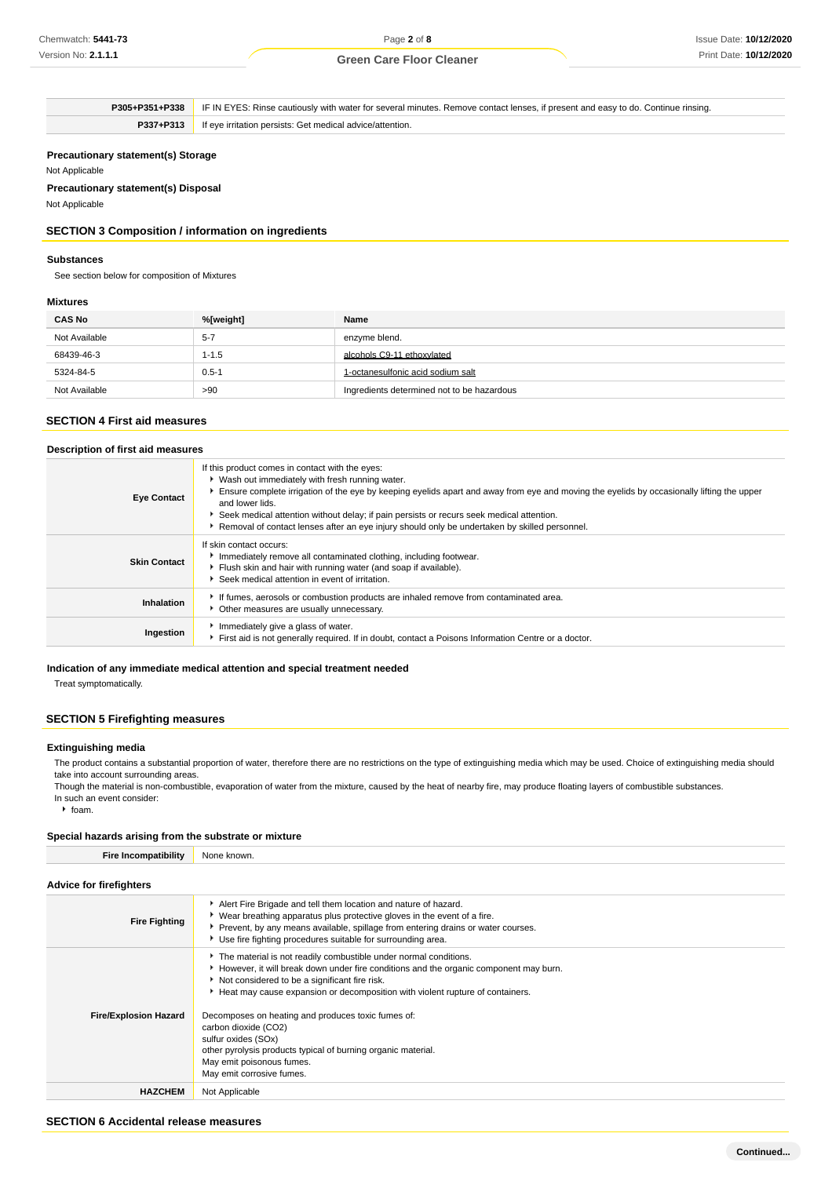| | |
|---|---|
| **P305+P351+P338** | IF IN EYES: Rinse cautiously with water for several minutes. Remove contact lenses, if present and easy to do. Continue rinsing. |
| **P337+P313** | If eye irritation persists: Get medical advice/attention. |

### Precautionary statement(s) Storage

Not Applicable

### Precautionary statement(s) Disposal

Not Applicable

## SECTION 3 Composition / information on ingredients

### Substances

See section below for composition of Mixtures

### Mixtures

| CAS No | %[weight] | Name |
|---|---|---|
| Not Available | 5-7 | enzyme blend. |
| 68439-46-3 | 1-1.5 | alcohols C9-11 ethoxylated |
| 5324-84-5 | 0.5-1 | 1-octanesulfonic acid sodium salt |
| Not Available | >90 | Ingredients determined not to be hazardous |

## SECTION 4 First aid measures

### Description of first aid measures

| | |
|---|---|
| **Eye Contact** | If this product comes in contact with the eyes: <br>▸ Wash out immediately with fresh running water. <br>▸ Ensure complete irrigation of the eye by keeping eyelids apart and away from eye and moving the eyelids by occasionally lifting the upper and lower lids. <br>▸ Seek medical attention without delay; if pain persists or recurs seek medical attention. <br>▸ Removal of contact lenses after an eye injury should only be undertaken by skilled personnel. |
| **Skin Contact** | If skin contact occurs: <br>▸ Immediately remove all contaminated clothing, including footwear. <br>▸ Flush skin and hair with running water (and soap if available). <br>▸ Seek medical attention in event of irritation. |
| **Inhalation** | ▸ If fumes, aerosols or combustion products are inhaled remove from contaminated area. <br>▸ Other measures are usually unnecessary. |
| **Ingestion** | ▸ Immediately give a glass of water. <br>▸ First aid is not generally required. If in doubt, contact a Poisons Information Centre or a doctor. |

### Indication of any immediate medical attention and special treatment needed

Treat symptomatically.

## SECTION 5 Firefighting measures

### Extinguishing media

The product contains a substantial proportion of water, therefore there are no restrictions on the type of extinguishing media which may be used. Choice of extinguishing media should take into account surrounding areas.
Though the material is non-combustible, evaporation of water from the mixture, caused by the heat of nearby fire, may produce floating layers of combustible substances.
In such an event consider:

- foam.

### Special hazards arising from the substrate or mixture

| | |
|---|---|
| **Fire Incompatibility** | None known. |

### Advice for firefighters

| | |
|---|---|
| **Fire Fighting** | ▸ Alert Fire Brigade and tell them location and nature of hazard. <br>▸ Wear breathing apparatus plus protective gloves in the event of a fire. <br>▸ Prevent, by any means available, spillage from entering drains or water courses. <br>▸ Use fire fighting procedures suitable for surrounding area. |
| **Fire/Explosion Hazard** | ▸ The material is not readily combustible under normal conditions. <br>▸ However, it will break down under fire conditions and the organic component may burn. <br>▸ Not considered to be a significant fire risk. <br>▸ Heat may cause expansion or decomposition with violent rupture of containers. <br><br>Decomposes on heating and produces toxic fumes of: <br>carbon dioxide ($CO_2$) <br>sulfur oxides ($SO_x$) <br>other pyrolysis products typical of burning organic material. <br>May emit poisonous fumes. <br>May emit corrosive fumes. |
| **HAZCHEM** | Not Applicable |

## SECTION 6 Accidental release measures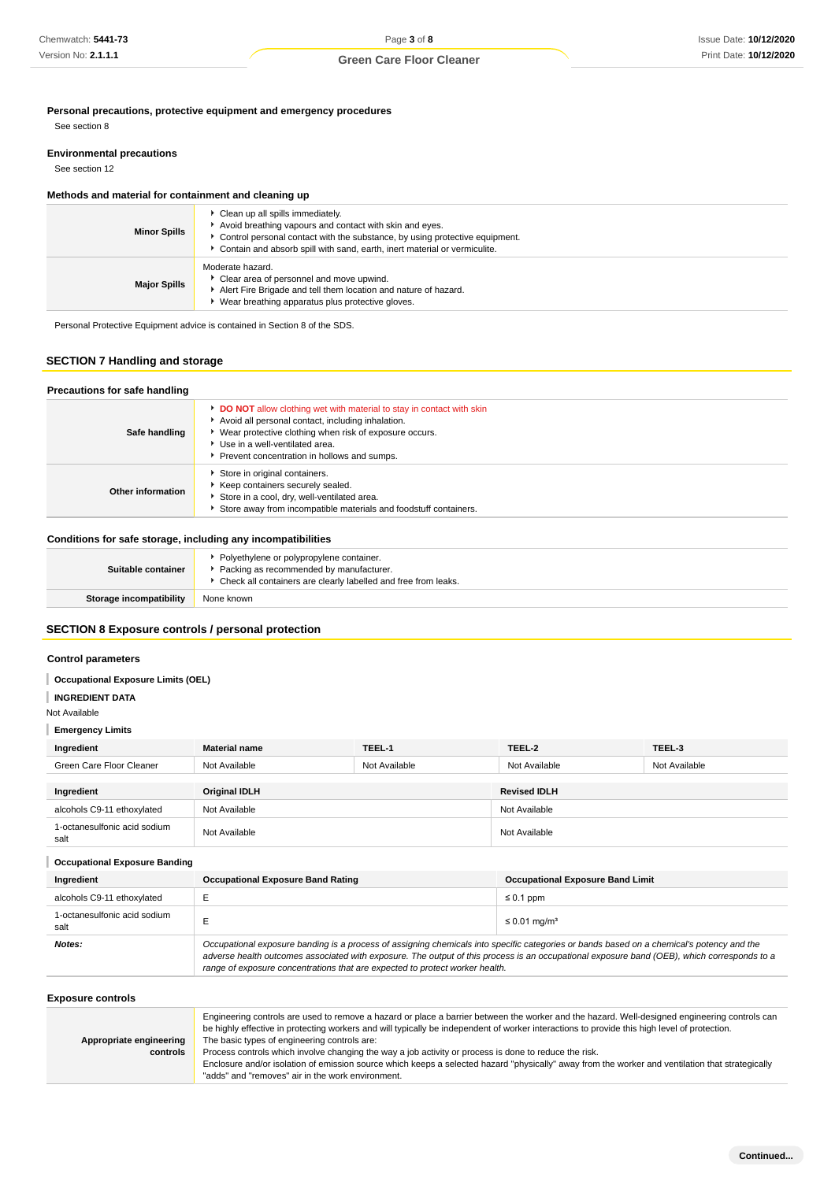### Personal precautions, protective equipment and emergency procedures

See section 8

### Environmental precautions

See section 12

### Methods and material for containment and cleaning up

| | |
|---|---|
| **Minor Spills** | ▸ Clean up all spills immediately.<br>▸ Avoid breathing vapours and contact with skin and eyes.<br>▸ Control personal contact with the substance, by using protective equipment.<br>▸ Contain and absorb spill with sand, earth, inert material or vermiculite. |
| **Major Spills** | Moderate hazard.<br>▸ Clear area of personnel and move upwind.<br>▸ Alert Fire Brigade and tell them location and nature of hazard.<br>▸ Wear breathing apparatus plus protective gloves. |

Personal Protective Equipment advice is contained in Section 8 of the SDS.

## SECTION 7 Handling and storage

### Precautions for safe handling

| | |
|---|---|
| **Safe handling** | ▸ **DO NOT** allow clothing wet with material to stay in contact with skin<br>▸ Avoid all personal contact, including inhalation.<br>▸ Wear protective clothing when risk of exposure occurs.<br>▸ Use in a well-ventilated area.<br>▸ Prevent concentration in hollows and sumps. |
| **Other information** | ▸ Store in original containers.<br>▸ Keep containers securely sealed.<br>▸ Store in a cool, dry, well-ventilated area.<br>▸ Store away from incompatible materials and foodstuff containers. |

### Conditions for safe storage, including any incompatibilities

| | |
|---|---|
| **Suitable container** | ▸ Polyethylene or polypropylene container.<br>▸ Packing as recommended by manufacturer.<br>▸ Check all containers are clearly labelled and free from leaks. |
| **Storage incompatibility** | None known |

## SECTION 8 Exposure controls / personal protection

### Control parameters

**Occupational Exposure Limits (OEL)**

**INGREDIENT DATA**

Not Available

**Emergency Limits**

| Ingredient | Material name | TEEL-1 | TEEL-2 | TEEL-3 |
|---|---|---|---|---|
| Green Care Floor Cleaner | Not Available | Not Available | Not Available | Not Available |

| Ingredient | Original IDLH | Revised IDLH |
|---|---|---|
| alcohols C9-11 ethoxylated | Not Available | Not Available |
| 1-octanesulfonic acid sodium salt | Not Available | Not Available |

**Occupational Exposure Banding**

| Ingredient | Occupational Exposure Band Rating | Occupational Exposure Band Limit |
|---|---|---|
| alcohols C9-11 ethoxylated | E | ≤ 0.1 ppm |
| 1-octanesulfonic acid sodium salt | E | ≤ 0.01 mg/m³ |
| ***Notes:*** | *Occupational exposure banding is a process of assigning chemicals into specific categories or bands based on a chemical's potency and the adverse health outcomes associated with exposure. The output of this process is an occupational exposure band (OEB), which corresponds to a range of exposure concentrations that are expected to protect worker health.* | |

### Exposure controls

| | |
|---|---|
| **Appropriate engineering controls** | Engineering controls are used to remove a hazard or place a barrier between the worker and the hazard. Well-designed engineering controls can be highly effective in protecting workers and will typically be independent of worker interactions to provide this high level of protection.<br>The basic types of engineering controls are:<br>Process controls which involve changing the way a job activity or process is done to reduce the risk.<br>Enclosure and/or isolation of emission source which keeps a selected hazard "physically" away from the worker and ventilation that strategically "adds" and "removes" air in the work environment. |

Continued...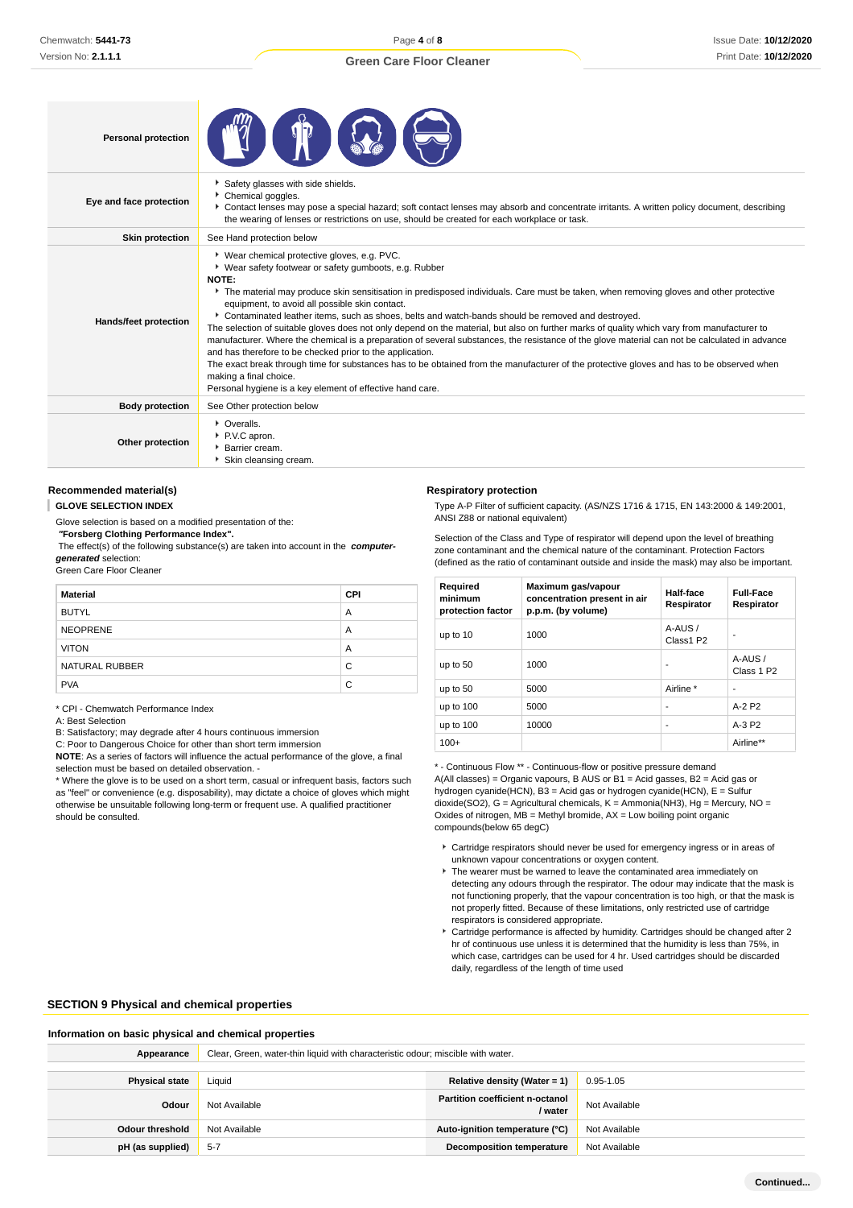| | |
|---|---|
| **Personal protection** | |
| **Eye and face protection** | - Safety glasses with side shields.<br>- Chemical goggles.<br>- Contact lenses may pose a special hazard; soft contact lenses may absorb and concentrate irritants. A written policy document, describing the wearing of lenses or restrictions on use, should be created for each workplace or task. |
| **Skin protection** | See Hand protection below |
| **Hands/feet protection** | - Wear chemical protective gloves, e.g. PVC.<br>- Wear safety footwear or safety gumboots, e.g. Rubber<br>**NOTE:**<br>- The material may produce skin sensitisation in predisposed individuals. Care must be taken, when removing gloves and other protective equipment, to avoid all possible skin contact.<br>- Contaminated leather items, such as shoes, belts and watch-bands should be removed and destroyed.<br>The selection of suitable gloves does not only depend on the material, but also on further marks of quality which vary from manufacturer to manufacturer. Where the chemical is a preparation of several substances, the resistance of the glove material can not be calculated in advance and has therefore to be checked prior to the application.<br>The exact break through time for substances has to be obtained from the manufacturer of the protective gloves and has to be observed when making a final choice.<br>Personal hygiene is a key element of effective hand care. |
| **Body protection** | See Other protection below |
| **Other protection** | - Overalls.<br>- P.V.C apron.<br>- Barrier cream.<br>- Skin cleansing cream. |

### Recommended material(s)

**GLOVE SELECTION INDEX**

Glove selection is based on a modified presentation of the:
***"Forsberg Clothing Performance Index".***
The effect(s) of the following substance(s) are taken into account in the ***computer-generated*** selection:
Green Care Floor Cleaner

| Material | CPI |
|---|---|
| BUTYL | A |
| NEOPRENE | A |
| VITON | A |
| NATURAL RUBBER | C |
| PVA | C |

\* CPI - Chemwatch Performance Index
A: Best Selection
B: Satisfactory; may degrade after 4 hours continuous immersion
C: Poor to Dangerous Choice for other than short term immersion
**NOTE**: As a series of factors will influence the actual performance of the glove, a final selection must be based on detailed observation. -
\* Where the glove is to be used on a short term, casual or infrequent basis, factors such as "feel" or convenience (e.g. disposability), may dictate a choice of gloves which might otherwise be unsuitable following long-term or frequent use. A qualified practitioner should be consulted.

### Respiratory protection

Type A-P Filter of sufficient capacity. (AS/NZS 1716 & 1715, EN 143:2000 & 149:2001, ANSI Z88 or national equivalent)

Selection of the Class and Type of respirator will depend upon the level of breathing zone contaminant and the chemical nature of the contaminant. Protection Factors (defined as the ratio of contaminant outside and inside the mask) may also be important.

| Required minimum protection factor | Maximum gas/vapour concentration present in air p.p.m. (by volume) | Half-face Respirator | Full-Face Respirator |
|---|---|---|---|
| up to 10 | 1000 | A-AUS / Class1 P2 | - |
| up to 50 | 1000 | - | A-AUS / Class 1 P2 |
| up to 50 | 5000 | Airline * | - |
| up to 100 | 5000 | - | A-2 P2 |
| up to 100 | 10000 | - | A-3 P2 |
| 100+ | | | Airline** |

\* - Continuous Flow ** - Continuous-flow or positive pressure demand
A(All classes) = Organic vapours, B AUS or B1 = Acid gasses, B2 = Acid gas or hydrogen cyanide(HCN), B3 = Acid gas or hydrogen cyanide(HCN), E = Sulfur dioxide(SO2), G = Agricultural chemicals, K = Ammonia(NH3), Hg = Mercury, NO = Oxides of nitrogen, MB = Methyl bromide, AX = Low boiling point organic compounds(below 65 degC)

- Cartridge respirators should never be used for emergency ingress or in areas of unknown vapour concentrations or oxygen content.
- The wearer must be warned to leave the contaminated area immediately on detecting any odours through the respirator. The odour may indicate that the mask is not functioning properly, that the vapour concentration is too high, or that the mask is not properly fitted. Because of these limitations, only restricted use of cartridge respirators is considered appropriate.
- Cartridge performance is affected by humidity. Cartridges should be changed after 2 hr of continuous use unless it is determined that the humidity is less than 75%, in which case, cartridges can be used for 4 hr. Used cartridges should be discarded daily, regardless of the length of time used

## SECTION 9 Physical and chemical properties

### Information on basic physical and chemical properties

| | | | |
|---|---|---|---|
| **Appearance** | Clear, Green, water-thin liquid with characteristic odour; miscible with water. | | |
| **Physical state** | Liquid | **Relative density (Water = 1)** | 0.95-1.05 |
| **Odour** | Not Available | **Partition coefficient n-octanol / water** | Not Available |
| **Odour threshold** | Not Available | **Auto-ignition temperature (°C)** | Not Available |
| **pH (as supplied)** | 5-7 | **Decomposition temperature** | Not Available |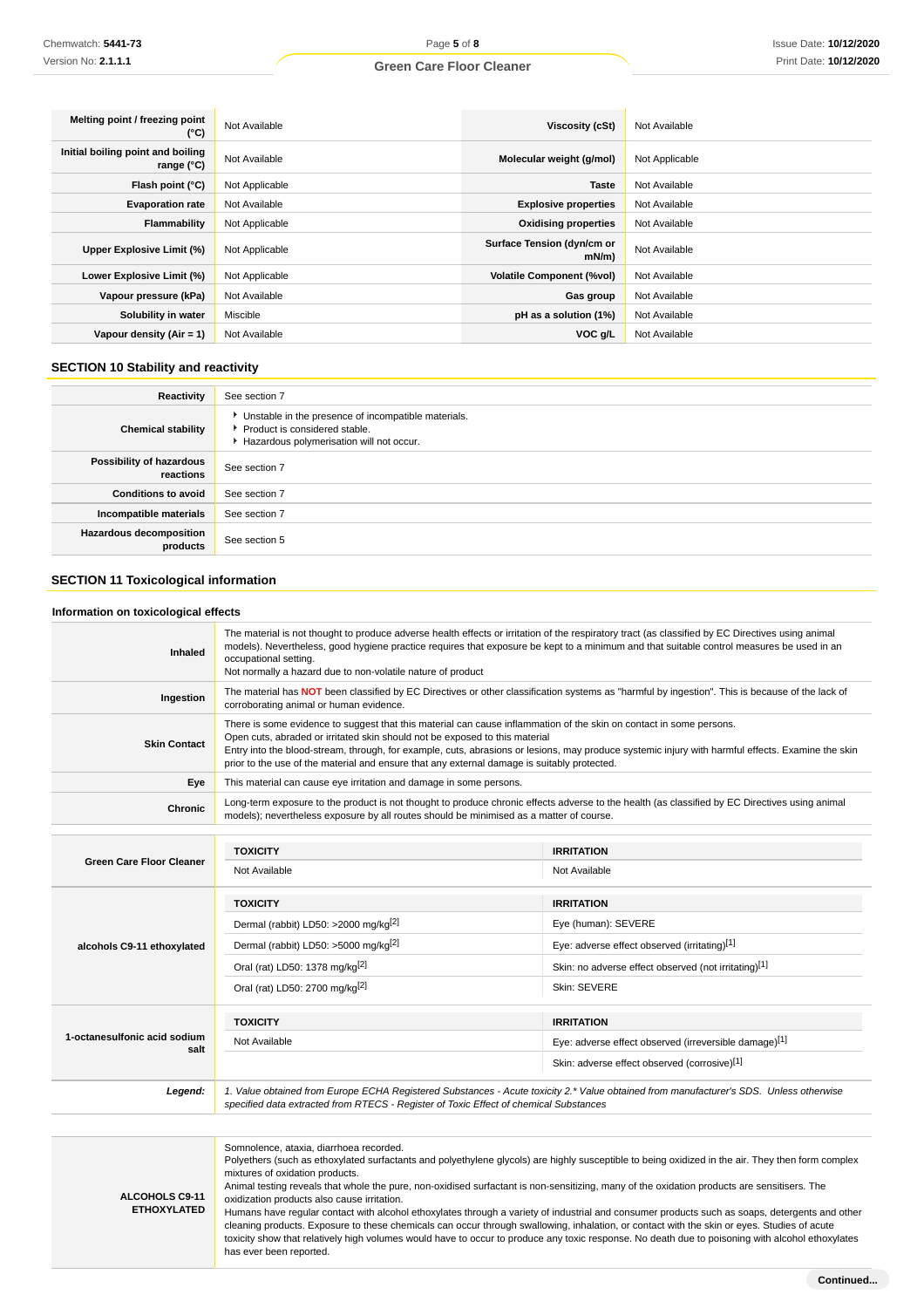| | | | |
|---|---|---|---|
| **Melting point / freezing point (°C)** | Not Available | **Viscosity (cSt)** | Not Available |
| **Initial boiling point and boiling range (°C)** | Not Available | **Molecular weight (g/mol)** | Not Applicable |
| **Flash point (°C)** | Not Applicable | **Taste** | Not Available |
| **Evaporation rate** | Not Available | **Explosive properties** | Not Available |
| **Flammability** | Not Applicable | **Oxidising properties** | Not Available |
| **Upper Explosive Limit (%)** | Not Applicable | **Surface Tension (dyn/cm or mN/m)** | Not Available |
| **Lower Explosive Limit (%)** | Not Applicable | **Volatile Component (%vol)** | Not Available |
| **Vapour pressure (kPa)** | Not Available | **Gas group** | Not Available |
| **Solubility in water** | Miscible | **pH as a solution (1%)** | Not Available |
| **Vapour density (Air = 1)** | Not Available | **VOC g/L** | Not Available |

## SECTION 10 Stability and reactivity

| | |
|---|---|
| **Reactivity** | See section 7 |
| **Chemical stability** | Unstable in the presence of incompatible materials.<br>Product is considered stable.<br>Hazardous polymerisation will not occur. |
| **Possibility of hazardous reactions** | See section 7 |
| **Conditions to avoid** | See section 7 |
| **Incompatible materials** | See section 7 |
| **Hazardous decomposition products** | See section 5 |

## SECTION 11 Toxicological information

### Information on toxicological effects

| | |
|---|---|
| **Inhaled** | The material is not thought to produce adverse health effects or irritation of the respiratory tract (as classified by EC Directives using animal models). Nevertheless, good hygiene practice requires that exposure be kept to a minimum and that suitable control measures be used in an occupational setting.<br>Not normally a hazard due to non-volatile nature of product |
| **Ingestion** | The material has **NOT** been classified by EC Directives or other classification systems as "harmful by ingestion". This is because of the lack of corroborating animal or human evidence. |
| **Skin Contact** | There is some evidence to suggest that this material can cause inflammation of the skin on contact in some persons.<br>Open cuts, abraded or irritated skin should not be exposed to this material<br>Entry into the blood-stream, through, for example, cuts, abrasions or lesions, may produce systemic injury with harmful effects. Examine the skin prior to the use of the material and ensure that any external damage is suitably protected. |
| **Eye** | This material can cause eye irritation and damage in some persons. |
| **Chronic** | Long-term exposure to the product is not thought to produce chronic effects adverse to the health (as classified by EC Directives using animal models); nevertheless exposure by all routes should be minimised as a matter of course. |

| | TOXICITY | IRRITATION |
|---|---|---|
| **Green Care Floor Cleaner** | Not Available | Not Available |
| **alcohols C9-11 ethoxylated** | **TOXICITY** | **IRRITATION** |
| | Dermal (rabbit) LD50: >2000 mg/kg[2] | Eye (human): SEVERE |
| | Dermal (rabbit) LD50: >5000 mg/kg[2] | Eye: adverse effect observed (irritating)[1] |
| | Oral (rat) LD50: 1378 mg/kg[2] | Skin: no adverse effect observed (not irritating)[1] |
| | Oral (rat) LD50: 2700 mg/kg[2] | Skin: SEVERE |
| **1-octanesulfonic acid sodium salt** | **TOXICITY** | **IRRITATION** |
| | Not Available | Eye: adverse effect observed (irreversible damage)[1] |
| | | Skin: adverse effect observed (corrosive)[1] |
| ***Legend:*** | *1. Value obtained from Europe ECHA Registered Substances - Acute toxicity 2.\* Value obtained from manufacturer's SDS. Unless otherwise specified data extracted from RTECS - Register of Toxic Effect of chemical Substances* | |

| | |
|---|---|
| **ALCOHOLS C9-11 ETHOXYLATED** | Somnolence, ataxia, diarrhoea recorded.<br>Polyethers (such as ethoxylated surfactants and polyethylene glycols) are highly susceptible to being oxidized in the air. They then form complex mixtures of oxidation products.<br>Animal testing reveals that whole the pure, non-oxidised surfactant is non-sensitizing, many of the oxidation products are sensitisers. The oxidation products also cause irritation.<br>Humans have regular contact with alcohol ethoxylates through a variety of industrial and consumer products such as soaps, detergents and other cleaning products. Exposure to these chemicals can occur through swallowing, inhalation, or contact with the skin or eyes. Studies of acute toxicity show that relatively high volumes would have to occur to produce any toxic response. No death due to poisoning with alcohol ethoxylates has ever been reported. |

**Continued...**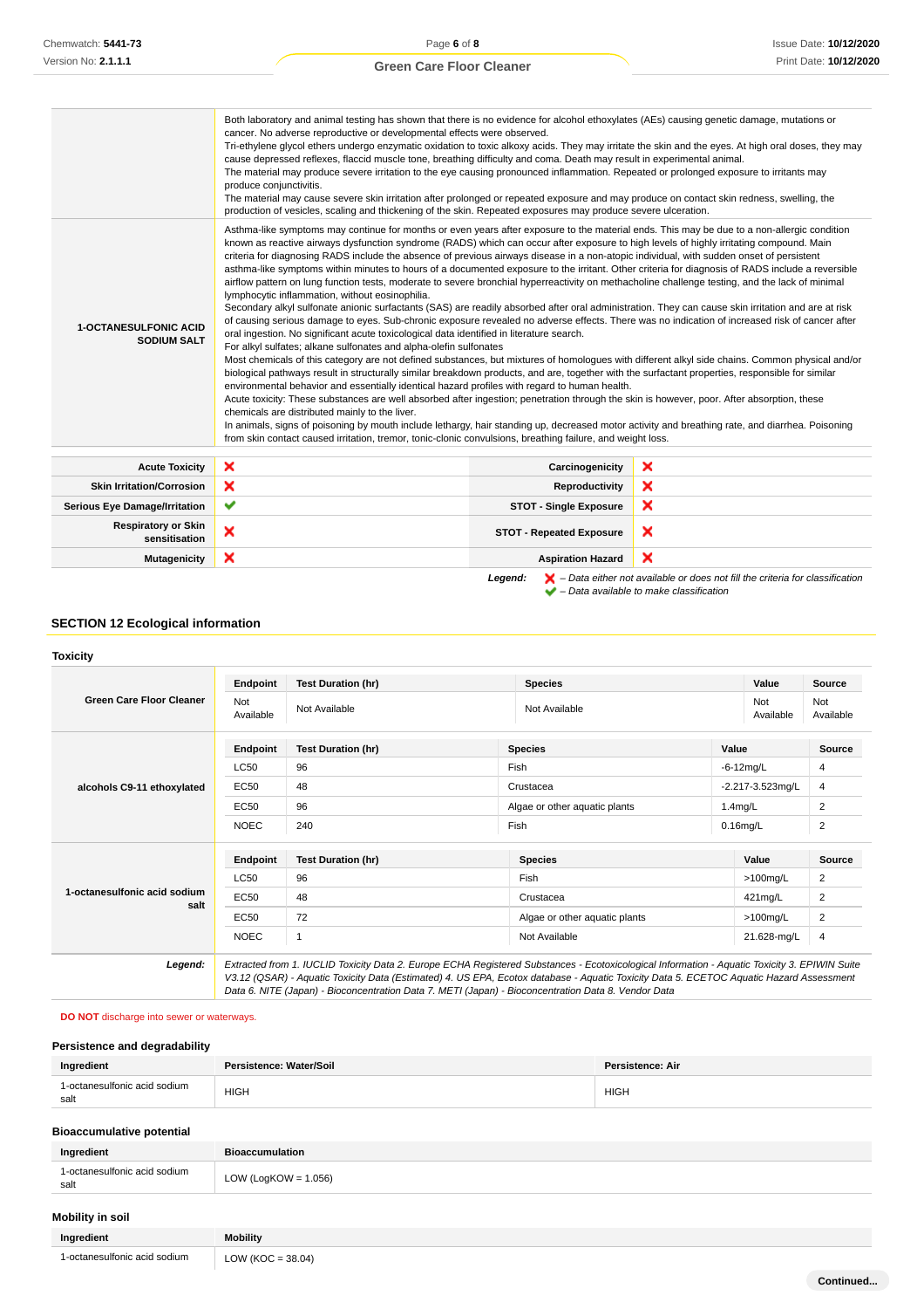| | |
|---|---|
| | Both laboratory and animal testing has shown that there is no evidence for alcohol ethoxylates (AEs) causing genetic damage, mutations or cancer. No adverse reproductive or developmental effects were observed.<br>Tri-ethylene glycol ethers undergo enzymatic oxidation to toxic alkoxy acids. They may irritate the skin and the eyes. At high oral doses, they may cause depressed reflexes, flaccid muscle tone, breathing difficulty and coma. Death may result in experimental animal.<br>The material may produce severe irritation to the eye causing pronounced inflammation. Repeated or prolonged exposure to irritants may produce conjunctivitis.<br>The material may cause severe skin irritation after prolonged or repeated exposure and may produce on contact skin redness, swelling, the production of vesicles, scaling and thickening of the skin. Repeated exposures may produce severe ulceration. |
| **1-OCTANESULFONIC ACID SODIUM SALT** | Asthma-like symptoms may continue for months or even years after exposure to the material ends. This may be due to a non-allergic condition known as reactive airways dysfunction syndrome (RADS) which can occur after exposure to high levels of highly irritating compound. Main criteria for diagnosing RADS include the absence of previous airways disease in a non-atopic individual, with sudden onset of persistent asthma-like symptoms within minutes to hours of a documented exposure to the irritant. Other criteria for diagnosis of RADS include a reversible airflow pattern on lung function tests, moderate to severe bronchial hyperreactivity on methacholine challenge testing, and the lack of minimal lymphocytic inflammation, without eosinophilia.<br>Secondary alkyl sulfonate anionic surfactants (SAS) are readily absorbed after oral administration. They can cause skin irritation and are at risk of causing serious damage to eyes. Sub-chronic exposure revealed no adverse effects. There was no indication of increased risk of cancer after oral ingestion. No significant acute toxicological data identified in literature search.<br>For alkyl sulfates; alkane sulfonates and alpha-olefin sulfonates<br>Most chemicals of this category are not defined substances, but mixtures of homologues with different alkyl side chains. Common physical and/or biological pathways result in structurally similar breakdown products, and are, together with the surfactant properties, responsible for similar environmental behavior and essentially identical hazard profiles with regard to human health.<br>Acute toxicity: These substances are well absorbed after ingestion; penetration through the skin is however, poor. After absorption, these chemicals are distributed mainly to the liver.<br>In animals, signs of poisoning by mouth include lethargy, hair standing up, decreased motor activity and breathing rate, and diarrhea. Poisoning from skin contact caused irritation, tremor, tonic-clonic convulsions, breathing failure, and weight loss. |

| | | | |
|---|---|---|---|
| **Acute Toxicity** | ✘ | **Carcinogenicity** | ✘ |
| **Skin Irritation/Corrosion** | ✘ | **Reproductivity** | ✘ |
| **Serious Eye Damage/Irritation** | ✔ | **STOT - Single Exposure** | ✘ |
| **Respiratory or Skin sensitisation** | ✘ | **STOT - Repeated Exposure** | ✘ |
| **Mutagenicity** | ✘ | **Aspiration Hazard** | ✘ |

***Legend:*** ✘ *– Data either not available or does not fill the criteria for classification*
✔ *– Data available to make classification*

## SECTION 12 Ecological information

### Toxicity

**Green Care Floor Cleaner**

| Endpoint | Test Duration (hr) | Species | Value | Source |
|---|---|---|---|---|
| Not Available | Not Available | Not Available | Not Available | Not Available |

**alcohols C9-11 ethoxylated**

| Endpoint | Test Duration (hr) | Species | Value | Source |
|---|---|---|---|---|
| LC50 | 96 | Fish | -6-12mg/L | 4 |
| EC50 | 48 | Crustacea | -2.217-3.523mg/L | 4 |
| EC50 | 96 | Algae or other aquatic plants | 1.4mg/L | 2 |
| NOEC | 240 | Fish | 0.16mg/L | 2 |

**1-octanesulfonic acid sodium salt**

| Endpoint | Test Duration (hr) | Species | Value | Source |
|---|---|---|---|---|
| LC50 | 96 | Fish | >100mg/L | 2 |
| EC50 | 48 | Crustacea | 421mg/L | 2 |
| EC50 | 72 | Algae or other aquatic plants | >100mg/L | 2 |
| NOEC | 1 | Not Available | 21.628-mg/L | 4 |

***Legend:*** *Extracted from 1. IUCLID Toxicity Data 2. Europe ECHA Registered Substances - Ecotoxicological Information - Aquatic Toxicity 3. EPIWIN Suite V3.12 (QSAR) - Aquatic Toxicity Data (Estimated) 4. US EPA, Ecotox database - Aquatic Toxicity Data 5. ECETOC Aquatic Hazard Assessment Data 6. NITE (Japan) - Bioconcentration Data 7. METI (Japan) - Bioconcentration Data 8. Vendor Data*

**DO NOT** discharge into sewer or waterways.

### Persistence and degradability

| Ingredient | Persistence: Water/Soil | Persistence: Air |
|---|---|---|
| 1-octanesulfonic acid sodium salt | HIGH | HIGH |

### Bioaccumulative potential

| Ingredient | Bioaccumulation |
|---|---|
| 1-octanesulfonic acid sodium salt | LOW (LogKOW = 1.056) |

### Mobility in soil

| Ingredient | Mobility |
|---|---|
| 1-octanesulfonic acid sodium | LOW (KOC = 38.04) |

Continued...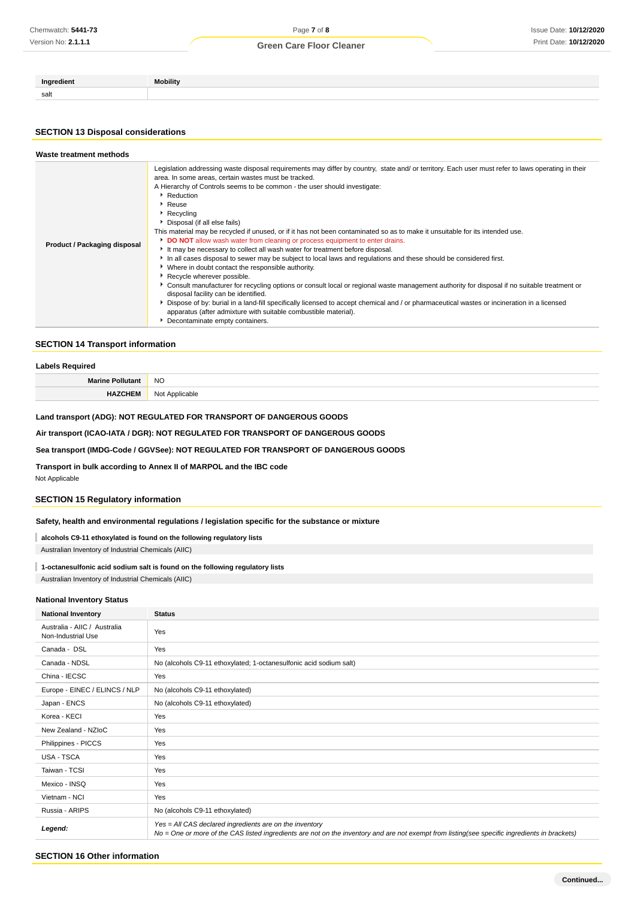| Ingredient | Mobility |
| --- | --- |
| salt | |

## SECTION 13 Disposal considerations

### Waste treatment methods

| | |
| --- | --- |
| **Product / Packaging disposal** | Legislation addressing waste disposal requirements may differ by country, state and/ or territory. Each user must refer to laws operating in their area. In some areas, certain wastes must be tracked.<br>A Hierarchy of Controls seems to be common - the user should investigate:<br>▸ Reduction<br>▸ Reuse<br>▸ Recycling<br>▸ Disposal (if all else fails)<br>This material may be recycled if unused, or if it has not been contaminated so as to make it unsuitable for its intended use.<br>▸ **DO NOT** allow wash water from cleaning or process equipment to enter drains.<br>▸ It may be necessary to collect all wash water for treatment before disposal.<br>▸ In all cases disposal to sewer may be subject to local laws and regulations and these should be considered first.<br>▸ Where in doubt contact the responsible authority.<br>▸ Recycle wherever possible.<br>▸ Consult manufacturer for recycling options or consult local or regional waste management authority for disposal if no suitable treatment or disposal facility can be identified.<br>▸ Dispose of by: burial in a land-fill specifically licensed to accept chemical and / or pharmaceutical wastes or incineration in a licensed apparatus (after admixture with suitable combustible material).<br>▸ Decontaminate empty containers. |

## SECTION 14 Transport information

### Labels Required

| | |
| --- | --- |
| **Marine Pollutant** | NO |
| **HAZCHEM** | Not Applicable |

**Land transport (ADG): NOT REGULATED FOR TRANSPORT OF DANGEROUS GOODS**

**Air transport (ICAO-IATA / DGR): NOT REGULATED FOR TRANSPORT OF DANGEROUS GOODS**

**Sea transport (IMDG-Code / GGVSee): NOT REGULATED FOR TRANSPORT OF DANGEROUS GOODS**

**Transport in bulk according to Annex II of MARPOL and the IBC code**

Not Applicable

## SECTION 15 Regulatory information

### Safety, health and environmental regulations / legislation specific for the substance or mixture

**alcohols C9-11 ethoxylated is found on the following regulatory lists**

Australian Inventory of Industrial Chemicals (AIIC)

**1-octanesulfonic acid sodium salt is found on the following regulatory lists**

Australian Inventory of Industrial Chemicals (AIIC)

### National Inventory Status

| National Inventory | Status |
| --- | --- |
| Australia - AIIC / Australia Non-Industrial Use | Yes |
| Canada - DSL | Yes |
| Canada - NDSL | No (alcohols C9-11 ethoxylated; 1-octanesulfonic acid sodium salt) |
| China - IECSC | Yes |
| Europe - EINEC / ELINCS / NLP | No (alcohols C9-11 ethoxylated) |
| Japan - ENCS | No (alcohols C9-11 ethoxylated) |
| Korea - KECI | Yes |
| New Zealand - NZIoC | Yes |
| Philippines - PICCS | Yes |
| USA - TSCA | Yes |
| Taiwan - TCSI | Yes |
| Mexico - INSQ | Yes |
| Vietnam - NCI | Yes |
| Russia - ARIPS | No (alcohols C9-11 ethoxylated) |
| ***Legend:*** | *Yes = All CAS declared ingredients are on the inventory*<br>*No = One or more of the CAS listed ingredients are not on the inventory and are not exempt from listing(see specific ingredients in brackets)* |

## SECTION 16 Other information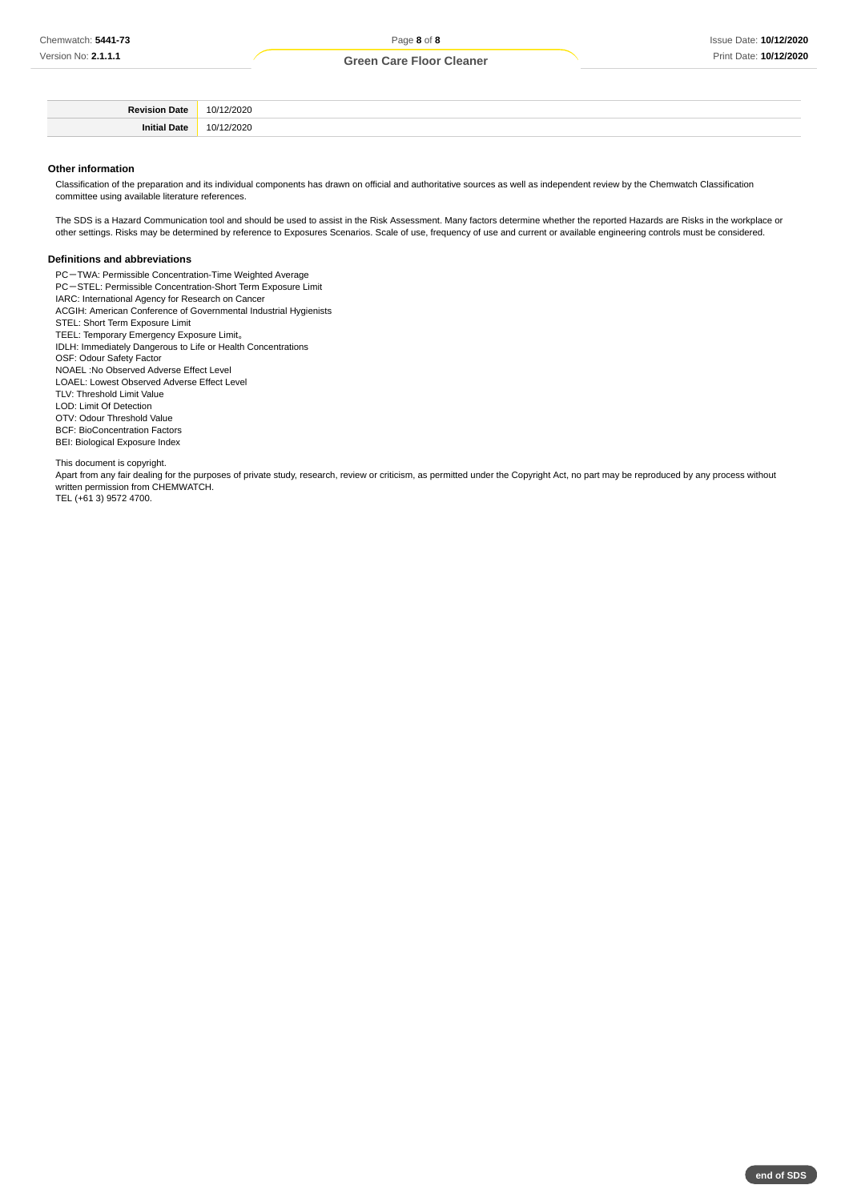| | |
|---|---|
| **Revision Date** | 10/12/2020 |
| **Initial Date** | 10/12/2020 |

### Other information

Classification of the preparation and its individual components has drawn on official and authoritative sources as well as independent review by the Chemwatch Classification committee using available literature references.

The SDS is a Hazard Communication tool and should be used to assist in the Risk Assessment. Many factors determine whether the reported Hazards are Risks in the workplace or other settings. Risks may be determined by reference to Exposures Scenarios. Scale of use, frequency of use and current or available engineering controls must be considered.

### Definitions and abbreviations

PC－TWA: Permissible Concentration-Time Weighted Average
PC－STEL: Permissible Concentration-Short Term Exposure Limit
IARC: International Agency for Research on Cancer
ACGIH: American Conference of Governmental Industrial Hygienists
STEL: Short Term Exposure Limit
TEEL: Temporary Emergency Exposure Limit。
IDLH: Immediately Dangerous to Life or Health Concentrations
OSF: Odour Safety Factor
NOAEL :No Observed Adverse Effect Level
LOAEL: Lowest Observed Adverse Effect Level
TLV: Threshold Limit Value
LOD: Limit Of Detection
OTV: Odour Threshold Value
BCF: BioConcentration Factors
BEI: Biological Exposure Index

This document is copyright.
Apart from any fair dealing for the purposes of private study, research, review or criticism, as permitted under the Copyright Act, no part may be reproduced by any process without written permission from CHEMWATCH.
TEL (+61 3) 9572 4700.

**end of SDS**